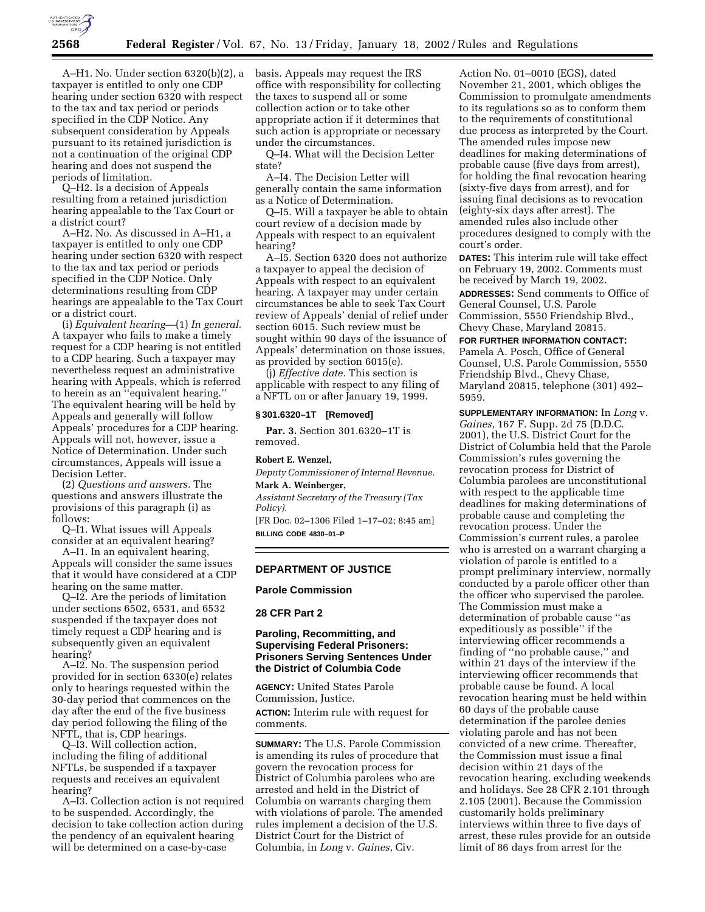A–H1. No. Under section 6320(b)(2), a taxpayer is entitled to only one CDP hearing under section 6320 with respect to the tax and tax period or periods specified in the CDP Notice. Any subsequent consideration by Appeals pursuant to its retained jurisdiction is not a continuation of the original CDP hearing and does not suspend the periods of limitation.

Q–H2. Is a decision of Appeals resulting from a retained jurisdiction hearing appealable to the Tax Court or a district court?

A–H2. No. As discussed in A–H1, a taxpayer is entitled to only one CDP hearing under section 6320 with respect to the tax and tax period or periods specified in the CDP Notice. Only determinations resulting from CDP hearings are appealable to the Tax Court or a district court.

(i) *Equivalent hearing*—(1) *In general.* A taxpayer who fails to make a timely request for a CDP hearing is not entitled to a CDP hearing. Such a taxpayer may nevertheless request an administrative hearing with Appeals, which is referred to herein as an ''equivalent hearing.'' The equivalent hearing will be held by Appeals and generally will follow Appeals' procedures for a CDP hearing. Appeals will not, however, issue a Notice of Determination. Under such circumstances, Appeals will issue a Decision Letter.

(2) *Questions and answers.* The questions and answers illustrate the provisions of this paragraph (i) as follows:

Q–I1. What issues will Appeals consider at an equivalent hearing?

A–I1. In an equivalent hearing, Appeals will consider the same issues that it would have considered at a CDP hearing on the same matter.

Q–I2. Are the periods of limitation under sections 6502, 6531, and 6532 suspended if the taxpayer does not timely request a CDP hearing and is subsequently given an equivalent hearing?

A–I2. No. The suspension period provided for in section 6330(e) relates only to hearings requested within the 30-day period that commences on the day after the end of the five business day period following the filing of the NFTL, that is, CDP hearings.

Q–I3. Will collection action, including the filing of additional NFTLs, be suspended if a taxpayer requests and receives an equivalent hearing?

A–I3. Collection action is not required to be suspended. Accordingly, the decision to take collection action during the pendency of an equivalent hearing will be determined on a case-by-case basis. Appeals may request the IRS office with responsibility for collecting the taxes to suspend all or some collection action or to take other appropriate action if it determines that such action is appropriate or necessary under the circumstances.

Q–I4. What will the Decision Letter state?

A–I4. The Decision Letter will generally contain the same information as a Notice of Determination.

Q–I5. Will a taxpayer be able to obtain court review of a decision made by Appeals with respect to an equivalent hearing?

A–I5. Section 6320 does not authorize a taxpayer to appeal the decision of Appeals with respect to an equivalent hearing. A taxpayer may under certain circumstances be able to seek Tax Court review of Appeals' denial of relief under section 6015. Such review must be sought within 90 days of the issuance of Appeals' determination on those issues, as provided by section 6015(e).

(j) *Effective date.* This section is applicable with respect to any filing of a NFTL on or after January 19, 1999.

**§ 301.6320–1T [Removed]**

**Par. 3.** Section 301.6320–1T is removed.

**Robert E. Wenzel,**

*Deputy Commissioner of Internal Revenue.*

**Mark A. Weinberger,**

*Assistant Secretary of the Treasury (Tax Policy).*

[FR Doc. 02–1306 Filed 1–17–02; 8:45 am]

**BILLING CODE 4830–01–P**

---

## DEPARTMENT OF JUSTICE

### Parole Commission

### 28 CFR Part 2

### Paroling, Recommitting, and Supervising Federal Prisoners: Prisoners Serving Sentences Under the District of Columbia Code

**AGENCY:** United States Parole Commission, Justice.

**ACTION:** Interim rule with request for comments.

**SUMMARY:** The U.S. Parole Commission is amending its rules of procedure that govern the revocation process for District of Columbia parolees who are arrested and held in the District of Columbia on warrants charging them with violations of parole. The amended rules implement a decision of the U.S. District Court for the District of Columbia, in *Long* v. *Gaines*, Civ. Action No. 01–0010 (EGS), dated November 21, 2001, which obliges the Commission to promulgate amendments to its regulations so as to conform them to the requirements of constitutional due process as interpreted by the Court. The amended rules impose new deadlines for making determinations of probable cause (five days from arrest), for holding the final revocation hearing (sixty-five days from arrest), and for issuing final decisions as to revocation (eighty-six days after arrest). The amended rules also include other procedures designed to comply with the court's order.

**DATES:** This interim rule will take effect on February 19, 2002. Comments must be received by March 19, 2002.

**ADDRESSES:** Send comments to Office of General Counsel, U.S. Parole Commission, 5550 Friendship Blvd., Chevy Chase, Maryland 20815.

**FOR FURTHER INFORMATION CONTACT:** Pamela A. Posch, Office of General Counsel, U.S. Parole Commission, 5550 Friendship Blvd., Chevy Chase, Maryland 20815, telephone (301) 492–5959.

**SUPPLEMENTARY INFORMATION:** In *Long* v. *Gaines*, 167 F. Supp. 2d 75 (D.D.C. 2001), the U.S. District Court for the District of Columbia held that the Parole Commission's rules governing the revocation process for District of Columbia parolees are unconstitutional with respect to the applicable time deadlines for making determinations of probable cause and completing the revocation process. Under the Commission's current rules, a parolee who is arrested on a warrant charging a violation of parole is entitled to a prompt preliminary interview, normally conducted by a parole officer other than the officer who supervised the parolee. The Commission must make a determination of probable cause ''as expeditiously as possible'' if the interviewing officer recommends a finding of ''no probable cause,'' and within 21 days of the interview if the interviewing officer recommends that probable cause be found. A local revocation hearing must be held within 60 days of the probable cause determination if the parolee denies violating parole and has not been convicted of a new crime. Thereafter, the Commission must issue a final decision within 21 days of the revocation hearing, excluding weekends and holidays. See 28 CFR 2.101 through 2.105 (2001). Because the Commission customarily holds preliminary interviews within three to five days of arrest, these rules provide for an outside limit of 86 days from arrest for the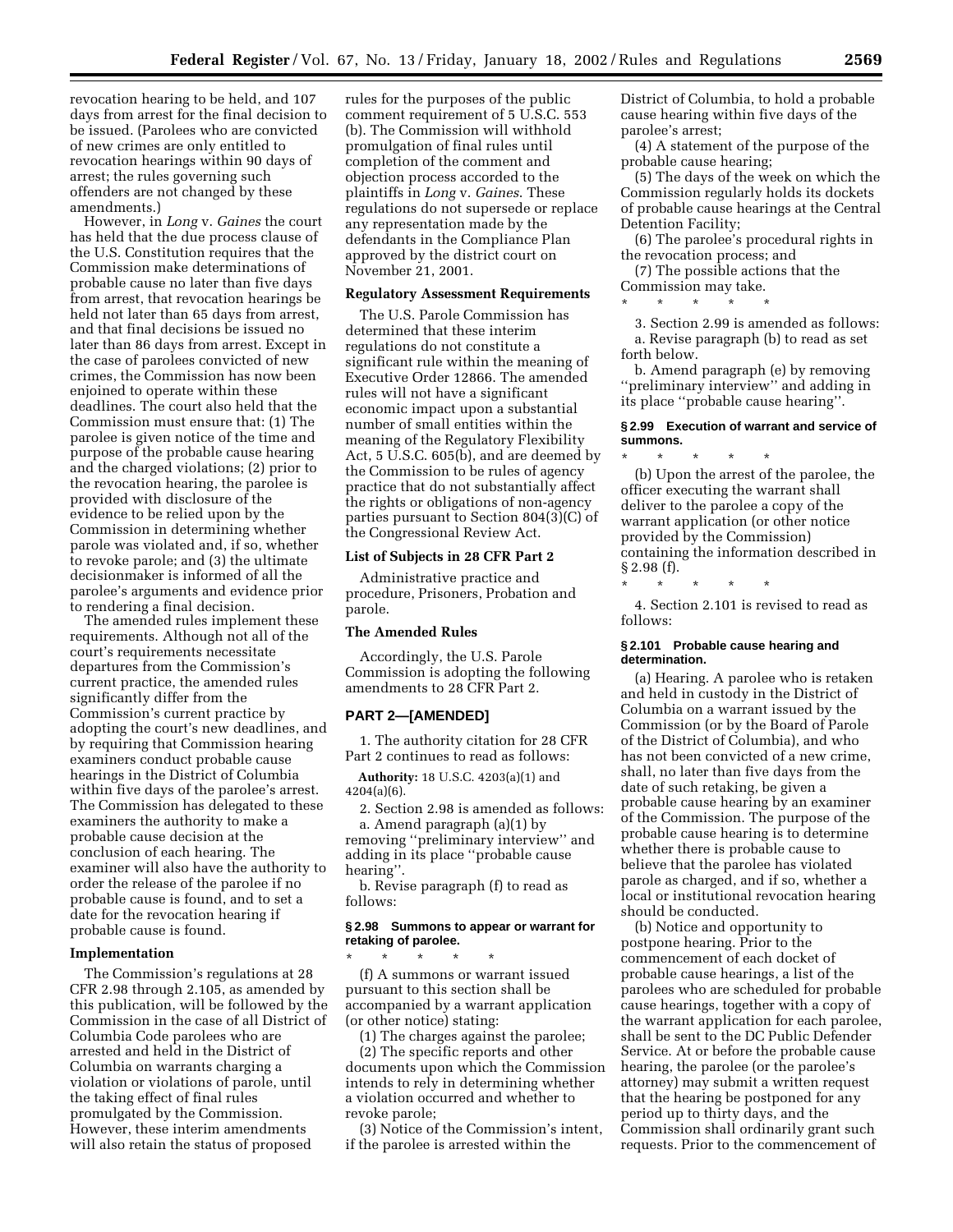revocation hearing to be held, and 107 days from arrest for the final decision to be issued. (Parolees who are convicted of new crimes are only entitled to revocation hearings within 90 days of arrest; the rules governing such offenders are not changed by these amendments.)

However, in *Long* v. *Gaines* the court has held that the due process clause of the U.S. Constitution requires that the Commission make determinations of probable cause no later than five days from arrest, that revocation hearings be held not later than 65 days from arrest, and that final decisions be issued no later than 86 days from arrest. Except in the case of parolees convicted of new crimes, the Commission has now been enjoined to operate within these deadlines. The court also held that the Commission must ensure that: (1) The parolee is given notice of the time and purpose of the probable cause hearing and the charged violations; (2) prior to the revocation hearing, the parolee is provided with disclosure of the evidence to be relied upon by the Commission in determining whether parole was violated and, if so, whether to revoke parole; and (3) the ultimate decisionmaker is informed of all the parolee's arguments and evidence prior to rendering a final decision.

The amended rules implement these requirements. Although not all of the court's requirements necessitate departures from the Commission's current practice, the amended rules significantly differ from the Commission's current practice by adopting the court's new deadlines, and by requiring that Commission hearing examiners conduct probable cause hearings in the District of Columbia within five days of the parolee's arrest. The Commission has delegated to these examiners the authority to make a probable cause decision at the conclusion of each hearing. The examiner will also have the authority to order the release of the parolee if no probable cause is found, and to set a date for the revocation hearing if probable cause is found.

**Implementation**

The Commission's regulations at 28 CFR 2.98 through 2.105, as amended by this publication, will be followed by the Commission in the case of all District of Columbia Code parolees who are arrested and held in the District of Columbia on warrants charging a violation or violations of parole, until the taking effect of final rules promulgated by the Commission. However, these interim amendments will also retain the status of proposed rules for the purposes of the public comment requirement of 5 U.S.C. 553 (b). The Commission will withhold promulgation of final rules until completion of the comment and objection process accorded to the plaintiffs in *Long* v. *Gaines*. These regulations do not supersede or replace any representation made by the defendants in the Compliance Plan approved by the district court on November 21, 2001.

**Regulatory Assessment Requirements**

The U.S. Parole Commission has determined that these interim regulations do not constitute a significant rule within the meaning of Executive Order 12866. The amended rules will not have a significant economic impact upon a substantial number of small entities within the meaning of the Regulatory Flexibility Act, 5 U.S.C. 605(b), and are deemed by the Commission to be rules of agency practice that do not substantially affect the rights or obligations of non-agency parties pursuant to Section 804(3)(C) of the Congressional Review Act.

**List of Subjects in 28 CFR Part 2**

Administrative practice and procedure, Prisoners, Probation and parole.

**The Amended Rules**

Accordingly, the U.S. Parole Commission is adopting the following amendments to 28 CFR Part 2.

**PART 2—[AMENDED]**

1. The authority citation for 28 CFR Part 2 continues to read as follows:

**Authority:** 18 U.S.C. 4203(a)(1) and 4204(a)(6).

2. Section 2.98 is amended as follows:

a. Amend paragraph (a)(1) by removing "preliminary interview" and adding in its place "probable cause hearing".

b. Revise paragraph (f) to read as follows:

**§ 2.98 Summons to appear or warrant for retaking of parolee.**

\* \* \* \* \*

(f) A summons or warrant issued pursuant to this section shall be accompanied by a warrant application (or other notice) stating:

(1) The charges against the parolee;

(2) The specific reports and other documents upon which the Commission intends to rely in determining whether a violation occurred and whether to revoke parole;

(3) Notice of the Commission's intent, if the parolee is arrested within the District of Columbia, to hold a probable cause hearing within five days of the parolee's arrest;

(4) A statement of the purpose of the probable cause hearing;

(5) The days of the week on which the Commission regularly holds its dockets of probable cause hearings at the Central Detention Facility;

(6) The parolee's procedural rights in the revocation process; and

(7) The possible actions that the Commission may take.

\* \* \* \* \*

3. Section 2.99 is amended as follows:

a. Revise paragraph (b) to read as set forth below.

b. Amend paragraph (e) by removing "preliminary interview" and adding in its place "probable cause hearing".

**§ 2.99 Execution of warrant and service of summons.**

\* \* \* \* \*

(b) Upon the arrest of the parolee, the officer executing the warrant shall deliver to the parolee a copy of the warrant application (or other notice provided by the Commission) containing the information described in § 2.98 (f).

\* \* \* \* \*

4. Section 2.101 is revised to read as follows:

**§ 2.101 Probable cause hearing and determination.**

(a) Hearing. A parolee who is retaken and held in custody in the District of Columbia on a warrant issued by the Commission (or by the Board of Parole of the District of Columbia), and who has not been convicted of a new crime, shall, no later than five days from the date of such retaking, be given a probable cause hearing by an examiner of the Commission. The purpose of the probable cause hearing is to determine whether there is probable cause to believe that the parolee has violated parole as charged, and if so, whether a local or institutional revocation hearing should be conducted.

(b) Notice and opportunity to postpone hearing. Prior to the commencement of each docket of probable cause hearings, a list of the parolees who are scheduled for probable cause hearings, together with a copy of the warrant application for each parolee, shall be sent to the DC Public Defender Service. At or before the probable cause hearing, the parolee (or the parolee's attorney) may submit a written request that the hearing be postponed for any period up to thirty days, and the Commission shall ordinarily grant such requests. Prior to the commencement of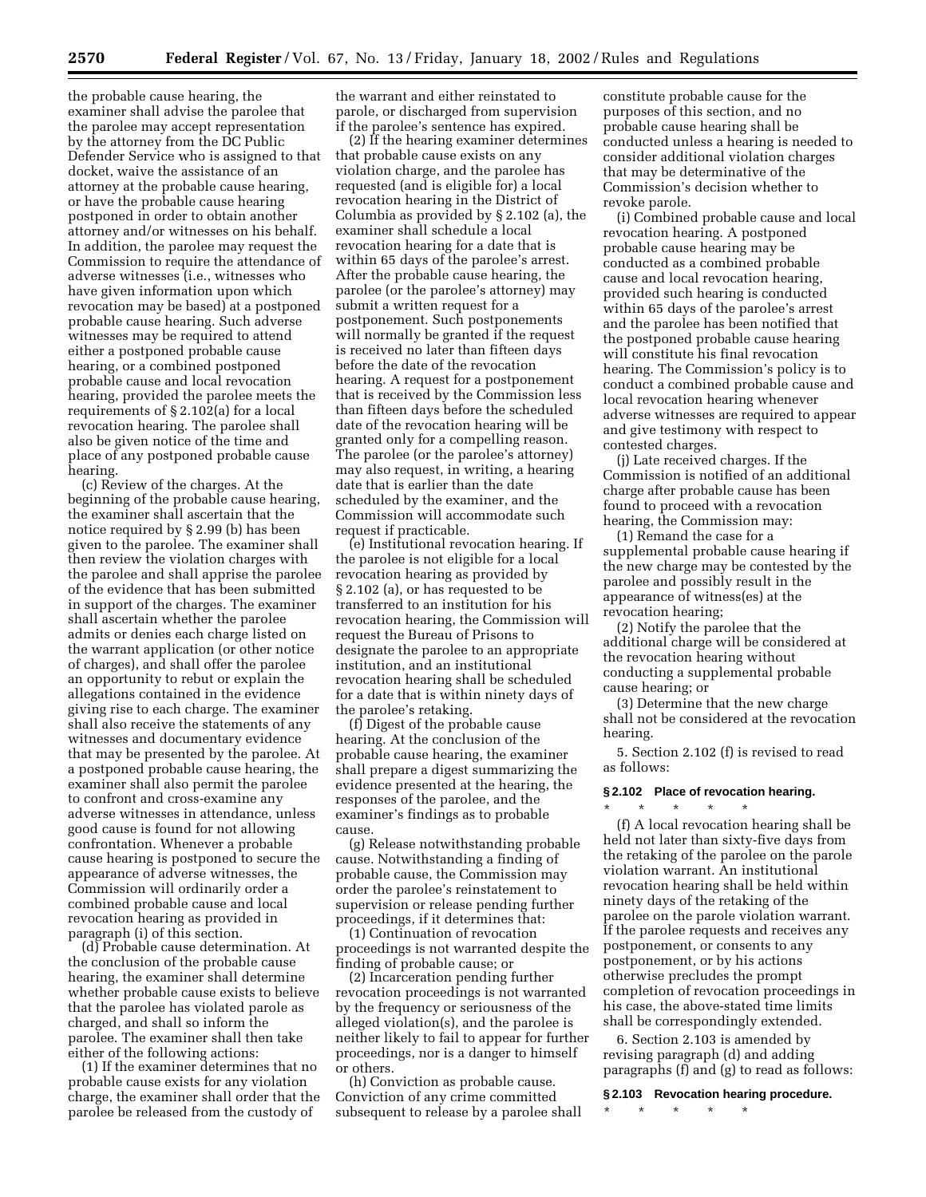the probable cause hearing, the examiner shall advise the parolee that the parolee may accept representation by the attorney from the DC Public Defender Service who is assigned to that docket, waive the assistance of an attorney at the probable cause hearing, or have the probable cause hearing postponed in order to obtain another attorney and/or witnesses on his behalf. In addition, the parolee may request the Commission to require the attendance of adverse witnesses (i.e., witnesses who have given information upon which revocation may be based) at a postponed probable cause hearing. Such adverse witnesses may be required to attend either a postponed probable cause hearing, or a combined postponed probable cause and local revocation hearing, provided the parolee meets the requirements of § 2.102(a) for a local revocation hearing. The parolee shall also be given notice of the time and place of any postponed probable cause hearing.

(c) *Review of the charges.* At the beginning of the probable cause hearing, the examiner shall ascertain that the notice required by § 2.99 (b) has been given to the parolee. The examiner shall then review the violation charges with the parolee and shall apprise the parolee of the evidence that has been submitted in support of the charges. The examiner shall ascertain whether the parolee admits or denies each charge listed on the warrant application (or other notice of charges), and shall offer the parolee an opportunity to rebut or explain the allegations contained in the evidence giving rise to each charge. The examiner shall also receive the statements of any witnesses and documentary evidence that may be presented by the parolee. At a postponed probable cause hearing, the examiner shall also permit the parolee to confront and cross-examine any adverse witnesses in attendance, unless good cause is found for not allowing confrontation. Whenever a probable cause hearing is postponed to secure the appearance of adverse witnesses, the Commission will ordinarily order a combined probable cause and local revocation hearing as provided in paragraph (i) of this section.

(d) *Probable cause determination.* At the conclusion of the probable cause hearing, the examiner shall determine whether probable cause exists to believe that the parolee has violated parole as charged, and shall so inform the parolee. The examiner shall then take either of the following actions:

(1) If the examiner determines that no probable cause exists for any violation charge, the examiner shall order that the parolee be released from the custody of the warrant and either reinstated to parole, or discharged from supervision if the parolee's sentence has expired.

(2) If the hearing examiner determines that probable cause exists on any violation charge, and the parolee has requested (and is eligible for) a local revocation hearing in the District of Columbia as provided by § 2.102 (a), the examiner shall schedule a local revocation hearing for a date that is within 65 days of the parolee's arrest. After the probable cause hearing, the parolee (or the parolee's attorney) may submit a written request for a postponement. Such postponements will normally be granted if the request is received no later than fifteen days before the date of the revocation hearing. A request for a postponement that is received by the Commission less than fifteen days before the scheduled date of the revocation hearing will be granted only for a compelling reason. The parolee (or the parolee's attorney) may also request, in writing, a hearing date that is earlier than the date scheduled by the examiner, and the Commission will accommodate such request if practicable.

(e) *Institutional revocation hearing.* If the parolee is not eligible for a local revocation hearing as provided by § 2.102 (a), or has requested to be transferred to an institution for his revocation hearing, the Commission will request the Bureau of Prisons to designate the parolee to an appropriate institution, and an institutional revocation hearing shall be scheduled for a date that is within ninety days of the parolee's retaking.

(f) *Digest of the probable cause hearing.* At the conclusion of the probable cause hearing, the examiner shall prepare a digest summarizing the evidence presented at the hearing, the responses of the parolee, and the examiner's findings as to probable cause.

(g) *Release notwithstanding probable cause.* Notwithstanding a finding of probable cause, the Commission may order the parolee's reinstatement to supervision or release pending further proceedings, if it determines that:

(1) Continuation of revocation proceedings is not warranted despite the finding of probable cause; or

(2) Incarceration pending further revocation proceedings is not warranted by the frequency or seriousness of the alleged violation(s), and the parolee is neither likely to fail to appear for further proceedings, nor is a danger to himself or others.

(h) *Conviction as probable cause.* Conviction of any crime committed subsequent to release by a parolee shall constitute probable cause for the purposes of this section, and no probable cause hearing shall be conducted unless a hearing is needed to consider additional violation charges that may be determinative of the Commission's decision whether to revoke parole.

(i) *Combined probable cause and local revocation hearing.* A postponed probable cause hearing may be conducted as a combined probable cause and local revocation hearing, provided such hearing is conducted within 65 days of the parolee's arrest and the parolee has been notified that the postponed probable cause hearing will constitute his final revocation hearing. The Commission's policy is to conduct a combined probable cause and local revocation hearing whenever adverse witnesses are required to appear and give testimony with respect to contested charges.

(j) *Late received charges.* If the Commission is notified of an additional charge after probable cause has been found to proceed with a revocation hearing, the Commission may:

(1) Remand the case for a supplemental probable cause hearing if the new charge may be contested by the parolee and possibly result in the appearance of witness(es) at the revocation hearing;

(2) Notify the parolee that the additional charge will be considered at the revocation hearing without conducting a supplemental probable cause hearing; or

(3) Determine that the new charge shall not be considered at the revocation hearing.

5. Section 2.102 (f) is revised to read as follows:

**§ 2.102 Place of revocation hearing.**

\* \* \* \* \*

(f) A local revocation hearing shall be held not later than sixty-five days from the retaking of the parolee on the parole violation warrant. An institutional revocation hearing shall be held within ninety days of the retaking of the parolee on the parole violation warrant. If the parolee requests and receives any postponement, or consents to any postponement, or by his actions otherwise precludes the prompt completion of revocation proceedings in his case, the above-stated time limits shall be correspondingly extended.

6. Section 2.103 is amended by revising paragraph (d) and adding paragraphs (f) and (g) to read as follows:

**§ 2.103 Revocation hearing procedure.**

\* \* \* \* \*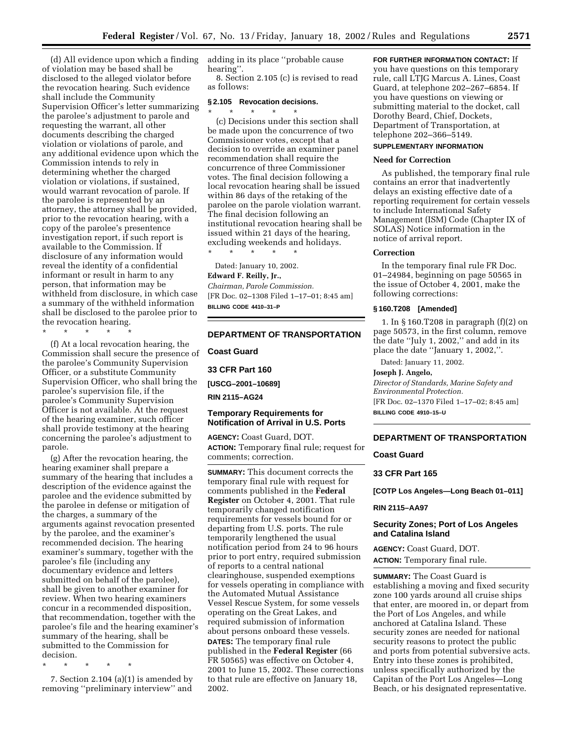(d) All evidence upon which a finding of violation may be based shall be disclosed to the alleged violator before the revocation hearing. Such evidence shall include the Community Supervision Officer's letter summarizing the parolee's adjustment to parole and requesting the warrant, all other documents describing the charged violation or violations of parole, and any additional evidence upon which the Commission intends to rely in determining whether the charged violation or violations, if sustained, would warrant revocation of parole. If the parolee is represented by an attorney, the attorney shall be provided, prior to the revocation hearing, with a copy of the parolee's presentence investigation report, if such report is available to the Commission. If disclosure of any information would reveal the identity of a confidential informant or result in harm to any person, that information may be withheld from disclosure, in which case a summary of the withheld information shall be disclosed to the parolee prior to the revocation hearing.

\* \* \* \* \*

(f) At a local revocation hearing, the Commission shall secure the presence of the parolee's Community Supervision Officer, or a substitute Community Supervision Officer, who shall bring the parolee's supervision file, if the parolee's Community Supervision Officer is not available. At the request of the hearing examiner, such officer shall provide testimony at the hearing concerning the parolee's adjustment to parole.

(g) After the revocation hearing, the hearing examiner shall prepare a summary of the hearing that includes a description of the evidence against the parolee and the evidence submitted by the parolee in defense or mitigation of the charges, a summary of the arguments against revocation presented by the parolee, and the examiner's recommended decision. The hearing examiner's summary, together with the parolee's file (including any documentary evidence and letters submitted on behalf of the parolee), shall be given to another examiner for review. When two hearing examiners concur in a recommended disposition, that recommendation, together with the parolee's file and the hearing examiner's summary of the hearing, shall be submitted to the Commission for decision.

\* \* \* \* \*

7. Section 2.104 (a)(1) is amended by removing ''preliminary interview'' and adding in its place ''probable cause hearing''.

8. Section 2.105 (c) is revised to read as follows:

### § 2.105 Revocation decisions.

\* \* \* \* \*

(c) Decisions under this section shall be made upon the concurrence of two Commissioner votes, except that a decision to override an examiner panel recommendation shall require the concurrence of three Commissioner votes. The final decision following a local revocation hearing shall be issued within 86 days of the retaking of the parolee on the parole violation warrant. The final decision following an institutional revocation hearing shall be issued within 21 days of the hearing, excluding weekends and holidays.

\* \* \* \* \*

Dated: January 10, 2002.

**Edward F. Reilly, Jr.,**

*Chairman, Parole Commission.*

[FR Doc. 02–1308 Filed 1–17–01; 8:45 am]

**BILLING CODE 4410–31–P**

## DEPARTMENT OF TRANSPORTATION

### Coast Guard

### 33 CFR Part 160

**[USCG–2001–10689]**

**RIN 2115–AG24**

### Temporary Requirements for Notification of Arrival in U.S. Ports

**AGENCY:** Coast Guard, DOT.

**ACTION:** Temporary final rule; request for comments; correction.

**SUMMARY:** This document corrects the temporary final rule with request for comments published in the **Federal Register** on October 4, 2001. That rule temporarily changed notification requirements for vessels bound for or departing from U.S. ports. The rule temporarily lengthened the usual notification period from 24 to 96 hours prior to port entry, required submission of reports to a central national clearinghouse, suspended exemptions for vessels operating in compliance with the Automated Mutual Assistance Vessel Rescue System, for some vessels operating on the Great Lakes, and required submission of information about persons onboard these vessels.

**DATES:** The temporary final rule published in the **Federal Register** (66 FR 50565) was effective on October 4, 2001 to June 15, 2002. These corrections to that rule are effective on January 18, 2002.

**FOR FURTHER INFORMATION CONTACT:** If you have questions on this temporary rule, call LTJG Marcus A. Lines, Coast Guard, at telephone 202–267–6854. If you have questions on viewing or submitting material to the docket, call Dorothy Beard, Chief, Dockets, Department of Transportation, at telephone 202–366–5149.

**SUPPLEMENTARY INFORMATION**

#### Need for Correction

As published, the temporary final rule contains an error that inadvertently delays an existing effective date of a reporting requirement for certain vessels to include International Safety Management (ISM) Code (Chapter IX of SOLAS) Notice information in the notice of arrival report.

#### Correction

In the temporary final rule FR Doc. 01–24984, beginning on page 50565 in the issue of October 4, 2001, make the following corrections:

### § 160.T208 [Amended]

1. In § 160.T208 in paragraph (f)(2) on page 50573, in the first column, remove the date ''July 1, 2002,'' and add in its place the date ''January 1, 2002,''.

Dated: January 11, 2002.

**Joseph J. Angelo,**

*Director of Standards, Marine Safety and Environmental Protection.*

[FR Doc. 02–1370 Filed 1–17–02; 8:45 am]

**BILLING CODE 4910–15–U**

## DEPARTMENT OF TRANSPORTATION

### Coast Guard

### 33 CFR Part 165

**[COTP Los Angeles—Long Beach 01–011]**

**RIN 2115–AA97**

### Security Zones; Port of Los Angeles and Catalina Island

**AGENCY:** Coast Guard, DOT.

**ACTION:** Temporary final rule.

**SUMMARY:** The Coast Guard is establishing a moving and fixed security zone 100 yards around all cruise ships that enter, are moored in, or depart from the Port of Los Angeles, and while anchored at Catalina Island. These security zones are needed for national security reasons to protect the public and ports from potential subversive acts. Entry into these zones is prohibited, unless specifically authorized by the Capitan of the Port Los Angeles—Long Beach, or his designated representative.